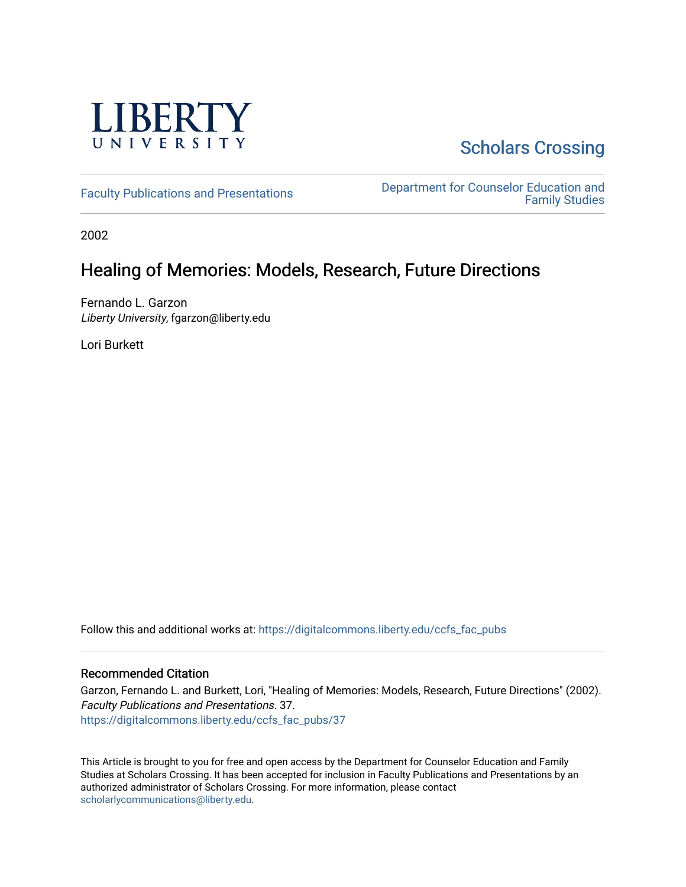LIBERTY UNIVERSITY

Scholars Crossing

Faculty Publications and Presentations

Department for Counselor Education and Family Studies

2002

# Healing of Memories: Models, Research, Future Directions

Fernando L. Garzon
*Liberty University*, fgarzon@liberty.edu

Lori Burkett

Follow this and additional works at: https://digitalcommons.liberty.edu/ccfs_fac_pubs

## Recommended Citation

Garzon, Fernando L. and Burkett, Lori, "Healing of Memories: Models, Research, Future Directions" (2002). *Faculty Publications and Presentations*. 37.
https://digitalcommons.liberty.edu/ccfs_fac_pubs/37

This Article is brought to you for free and open access by the Department for Counselor Education and Family Studies at Scholars Crossing. It has been accepted for inclusion in Faculty Publications and Presentations by an authorized administrator of Scholars Crossing. For more information, please contact scholarlycommunications@liberty.edu.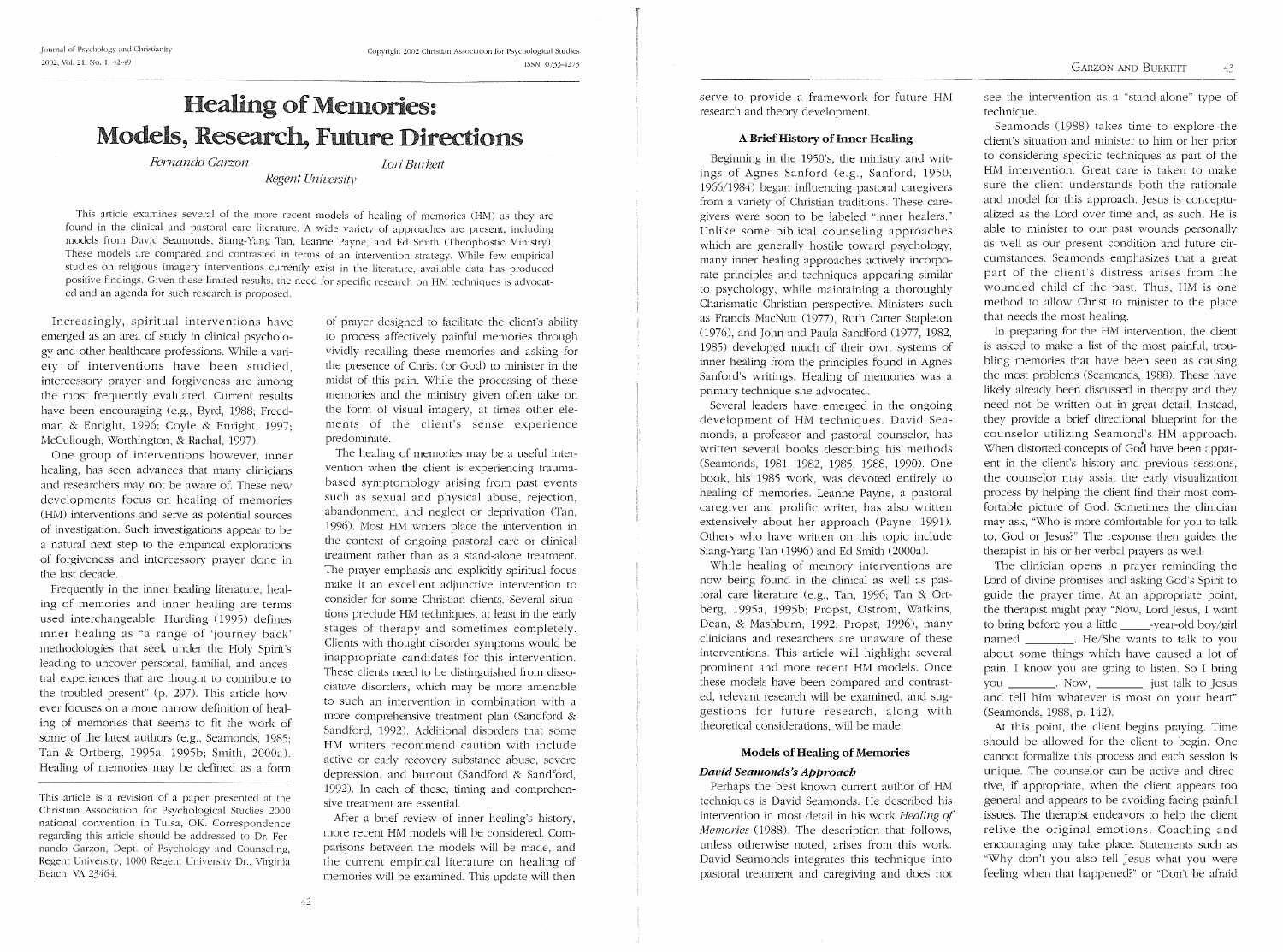# Healing of Memories: Models, Research, Future Directions

*Fernando Garzon* *Lori Burkett*

*Regent University*

This article examines several of the more recent models of healing of memories (HM) as they are found in the clinical and pastoral care literature. A wide variety of approaches are present, including models from David Seamonds, Siang-Yang Tan, Leanne Payne, and Ed Smith (Theophostic Ministry). These models are compared and contrasted in terms of an intervention strategy. While few empirical studies on religious imagery interventions currently exist in the literature, available data has produced positive findings. Given these limited results, the need for specific research on HM techniques is advocated and an agenda for such research is proposed.

Increasingly, spiritual interventions have emerged as an area of study in clinical psychology and other healthcare professions. While a variety of interventions have been studied, intercessory prayer and forgiveness are among the most frequently evaluated. Current results have been encouraging (e.g., Byrd, 1988; Freedman & Enright, 1996; Coyle & Enright, 1997; McCullough, Worthington, & Rachal, 1997).

One group of interventions however, inner healing, has seen advances that many clinicians and researchers may not be aware of. These new developments focus on healing of memories (HM) interventions and serve as potential sources of investigation. Such investigations appear to be a natural next step to the empirical explorations of forgiveness and intercessory prayer done in the last decade.

Frequently in the inner healing literature, healing of memories and inner healing are terms used interchangeable. Hurding (1995) defines inner healing as "a range of 'journey back' methodologies that seek under the Holy Spirit's leading to uncover personal, familial, and ancestral experiences that are thought to contribute to the troubled present" (p. 297). This article however focuses on a more narrow definition of healing of memories that seems to fit the work of some of the latest authors (e.g., Seamonds, 1985; Tan & Ortberg, 1995a, 1995b; Smith, 2000a). Healing of memories may be defined as a form of prayer designed to facilitate the client's ability to process affectively painful memories through vividly recalling these memories and asking for the presence of Christ (or God) to minister in the midst of this pain. While the processing of these memories and the ministry given often take on the form of visual imagery, at times other elements of the client's sense experience predominate.

The healing of memories may be a useful intervention when the client is experiencing trauma-based symptomology arising from past events such as sexual and physical abuse, rejection, abandonment, and neglect or deprivation (Tan, 1996). Most HM writers place the intervention in the context of ongoing pastoral care or clinical treatment rather than as a stand-alone treatment. The prayer emphasis and explicitly spiritual focus make it an excellent adjunctive intervention to consider for some Christian clients. Several situations preclude HM techniques, at least in the early stages of therapy and sometimes completely. Clients with thought disorder symptoms would be inappropriate candidates for this intervention. These clients need to be distinguished from dissociative disorders, which may be more amenable to such an intervention in combination with a more comprehensive treatment plan (Sandford & Sandford, 1992). Additional disorders that some HM writers recommend caution with include active or early recovery substance abuse, severe depression, and burnout (Sandford & Sandford, 1992). In each of these, timing and comprehensive treatment are essential.

After a brief review of inner healing's history, more recent HM models will be considered. Comparisons between the models will be made, and the current empirical literature on healing of memories will be examined. This update will then serve to provide a framework for future HM research and theory development.

This article is a revision of a paper presented at the Christian Association for Psychological Studies 2000 national convention in Tulsa, OK. Correspondence regarding this article should be addressed to Dr. Fernando Garzon, Dept. of Psychology and Counseling, Regent University, 1000 Regent University Dr., Virginia Beach, VA 23464.

## A Brief History of Inner Healing

Beginning in the 1950's, the ministry and writings of Agnes Sanford (e.g., Sanford, 1950, 1966/1984) began influencing pastoral caregivers from a variety of Christian traditions. These caregivers were soon to be labeled "inner healers." Unlike some biblical counseling approaches which are generally hostile toward psychology, many inner healing approaches actively incorporate principles and techniques appearing similar to psychology, while maintaining a thoroughly Charismatic Christian perspective. Ministers such as Francis MacNutt (1977), Ruth Carter Stapleton (1976), and John and Paula Sandford (1977, 1982, 1985) developed much of their own systems of inner healing from the principles found in Agnes Sanford's writings. Healing of memories was a primary technique she advocated.

Several leaders have emerged in the ongoing development of HM techniques. David Seamonds, a professor and pastoral counselor, has written several books describing his methods (Seamonds, 1981, 1982, 1985, 1988, 1990). One book, his 1985 work, was devoted entirely to healing of memories. Leanne Payne, a pastoral caregiver and prolific writer, has also written extensively about her approach (Payne, 1991). Others who have written on this topic include Siang-Yang Tan (1996) and Ed Smith (2000a).

While healing of memory interventions are now being found in the clinical as well as pastoral care literature (e.g., Tan, 1996; Tan & Ortberg, 1995a, 1995b; Propst, Ostrom, Watkins, Dean, & Mashburn, 1992; Propst, 1996), many clinicians and researchers are unaware of these interventions. This article will highlight several prominent and more recent HM models. Once these models have been compared and contrasted, relevant research will be examined, and suggestions for future research, along with theoretical considerations, will be made.

## Models of Healing of Memories

### *David Seamonds's Approach*

Perhaps the best known current author of HM techniques is David Seamonds. He described his intervention in most detail in his work *Healing of Memories* (1988). The description that follows, unless otherwise noted, arises from this work. David Seamonds integrates this technique into pastoral treatment and caregiving and does not see the intervention as a "stand-alone" type of technique.

Seamonds (1988) takes time to explore the client's situation and minister to him or her prior to considering specific techniques as part of the HM intervention. Great care is taken to make sure the client understands both the rationale and model for this approach. Jesus is conceptualized as the Lord over time and, as such, He is able to minister to our past wounds personally as well as our present condition and future circumstances. Seamonds emphasizes that a great part of the client's distress arises from the wounded child of the past. Thus, HM is one method to allow Christ to minister to the place that needs the most healing.

In preparing for the HM intervention, the client is asked to make a list of the most painful, troubling memories that have been seen as causing the most problems (Seamonds, 1988). These have likely already been discussed in therapy and they need not be written out in great detail. Instead, they provide a brief directional blueprint for the counselor utilizing Seamond's HM approach. When distorted concepts of God have been apparent in the client's history and previous sessions, the counselor may assist the early visualization process by helping the client find their most comfortable picture of God. Sometimes the clinician may ask, "Who is more comfortable for you to talk to, God or Jesus?" The response then guides the therapist in his or her verbal prayers as well.

The clinician opens in prayer reminding the Lord of divine promises and asking God's Spirit to guide the prayer time. At an appropriate point, the therapist might pray "Now, Lord Jesus, I want to bring before you a little \_\_\_\_\_-year-old boy/girl named \_\_\_\_\_\_\_\_. He/She wants to talk to you about some things which have caused a lot of pain. I know you are going to listen. So I bring you \_\_\_\_\_\_\_\_. Now, \_\_\_\_\_\_\_\_, just talk to Jesus and tell him whatever is most on your heart" (Seamonds, 1988, p. 142).

At this point, the client begins praying. Time should be allowed for the client to begin. One cannot formalize this process and each session is unique. The counselor can be active and directive, if appropriate, when the client appears too general and appears to be avoiding facing painful issues. The therapist endeavors to help the client relive the original emotions. Coaching and encouraging may take place. Statements such as "Why don't you also tell Jesus what you were feeling when that happened?" or "Don't be afraid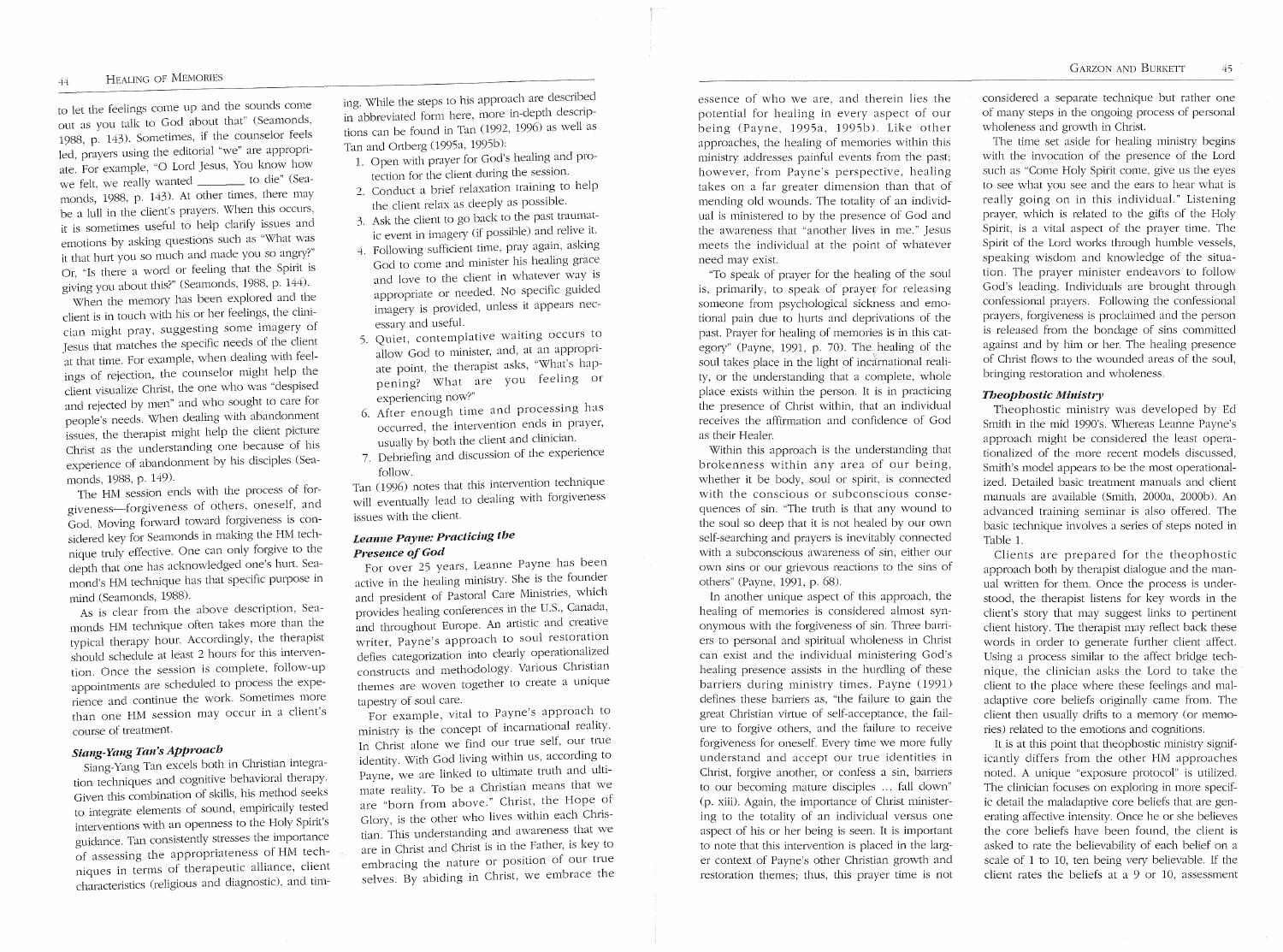to let the feelings come up and the sounds come out as you talk to God about that" (Seamonds, 1988, p. 143). Sometimes, if the counselor feels led, prayers using the editorial "we" are appropriate. For example, "O Lord Jesus, You know how we felt, we really wanted _______ to die" (Seamonds, 1988, p. 143). At other times, there may be a lull in the client's prayers. When this occurs, it is sometimes useful to help clarify issues and emotions by asking questions such as "What was it that hurt you so much and made you so angry?" Or, "Is there a word or feeling that the Spirit is giving you about this?" (Seamonds, 1988, p. 144).

When the memory has been explored and the client is in touch with his or her feelings, the clinician might pray, suggesting some imagery of Jesus that matches the specific needs of the client at that time. For example, when dealing with feelings of rejection, the counselor might help the client visualize Christ, the one who was "despised and rejected by men" and who sought to care for people's needs. When dealing with abandonment issues, the therapist might help the client picture Christ as the understanding one because of his experience of abandonment by his disciples (Seamonds, 1988, p. 149).

The HM session ends with the process of forgiveness—forgiveness of others, oneself, and God. Moving forward toward forgiveness is considered key for Seamonds in making the HM technique truly effective. One can only forgive to the depth that one has acknowledged one's hurt. Seamond's HM technique has that specific purpose in mind (Seamonds, 1988).

As is clear from the above description, Seamonds HM technique often takes more than the typical therapy hour. Accordingly, the therapist should schedule at least 2 hours for this intervention. Once the session is complete, follow-up appointments are scheduled to process the experience and continue the work. Sometimes more than one HM session may occur in a client's course of treatment.

### *Siang-Yang Tan's Approach*

Siang-Yang Tan excels both in Christian integration techniques and cognitive behavioral therapy. Given this combination of skills, his method seeks to integrate elements of sound, empirically tested interventions with an openness to the Holy Spirit's guidance. Tan consistently stresses the importance of assessing the appropriateness of HM techniques in terms of therapeutic alliance, client characteristics (religious and diagnostic), and timing. While the steps to his approach are described in abbreviated form here, more in-depth descriptions can be found in Tan (1992, 1996) as well as Tan and Ortberg (1995a, 1995b):

1. Open with prayer for God's healing and protection for the client during the session.
2. Conduct a brief relaxation training to help the client relax as deeply as possible.
3. Ask the client to go back to the past traumatic event in imagery (if possible) and relive it.
4. Following sufficient time, pray again, asking God to come and minister his healing grace and love to the client in whatever way is appropriate or needed. No specific guided imagery is provided, unless it appears necessary and useful.
5. Quiet, contemplative waiting occurs to allow God to minister, and, at an appropriate point, the therapist asks, "What's happening? What are you feeling or experiencing now?"
6. After enough time and processing has occurred, the intervention ends in prayer, usually by both the client and clinician.
7. Debriefing and discussion of the experience follow.

Tan (1996) notes that this intervention technique will eventually lead to dealing with forgiveness issues with the client.

### *Leanne Payne: Practicing the Presence of God*

For over 25 years, Leanne Payne has been active in the healing ministry. She is the founder and president of Pastoral Care Ministries, which provides healing conferences in the U.S., Canada, and throughout Europe. An artistic and creative writer, Payne's approach to soul restoration defies categorization into clearly operationalized constructs and methodology. Various Christian themes are woven together to create a unique tapestry of soul care.

For example, vital to Payne's approach to ministry is the concept of incarnational reality. In Christ alone we find our true self, our true identity. With God living within us, according to Payne, we are linked to ultimate truth and ultimate reality. To be a Christian means that we are "born from above." Christ, the Hope of Glory, is the other who lives within each Christian. This understanding and awareness that we are in Christ and Christ is in the Father, is key to embracing the nature or position of our true selves. By abiding in Christ, we embrace the essence of who we are, and therein lies the potential for healing in every aspect of our being (Payne, 1995a, 1995b). Like other approaches, the healing of memories within this ministry addresses painful events from the past; however, from Payne's perspective, healing takes on a far greater dimension than that of mending old wounds. The totality of an individual is ministered to by the presence of God and the awareness that "another lives in me." Jesus meets the individual at the point of whatever need may exist.

"To speak of prayer for the healing of the soul is, primarily, to speak of prayer for releasing someone from psychological sickness and emotional pain due to hurts and deprivations of the past. Prayer for healing of memories is in this category" (Payne, 1991, p. 70). The healing of the soul takes place in the light of incarnational reality, or the understanding that a complete, whole place exists within the person. It is in practicing the presence of Christ within, that an individual receives the affirmation and confidence of God as their Healer.

Within this approach is the understanding that brokenness within any area of our being, whether it be body, soul or spirit, is connected with the conscious or subconscious consequences of sin. "The truth is that any wound to the soul so deep that it is not healed by our own self-searching and prayers is inevitably connected with a subconscious awareness of sin, either our own sins or our grievous reactions to the sins of others" (Payne, 1991, p. 68).

In another unique aspect of this approach, the healing of memories is considered almost synonymous with the forgiveness of sin. Three barriers to personal and spiritual wholeness in Christ can exist and the individual ministering God's healing presence assists in the hurdling of these barriers during ministry times. Payne (1991) defines these barriers as, "the failure to gain the great Christian virtue of self-acceptance, the failure to forgive others, and the failure to receive forgiveness for oneself. Every time we more fully understand and accept our true identities in Christ, forgive another, or confess a sin, barriers to our becoming mature disciples ... fall down" (p. xiii). Again, the importance of Christ ministering to the totality of an individual versus one aspect of his or her being is seen. It is important to note that this intervention is placed in the larger context of Payne's other Christian growth and restoration themes; thus, this prayer time is not considered a separate technique but rather one of many steps in the ongoing process of personal wholeness and growth in Christ.

The time set aside for healing ministry begins with the invocation of the presence of the Lord such as "Come Holy Spirit come, give us the eyes to see what you see and the ears to hear what is really going on in this individual." Listening prayer, which is related to the gifts of the Holy Spirit, is a vital aspect of the prayer time. The Spirit of the Lord works through humble vessels, speaking wisdom and knowledge of the situation. The prayer minister endeavors to follow God's leading. Individuals are brought through confessional prayers. Following the confessional prayers, forgiveness is proclaimed and the person is released from the bondage of sins committed against and by him or her. The healing presence of Christ flows to the wounded areas of the soul, bringing restoration and wholeness.

### *Theophostic Ministry*

Theophostic ministry was developed by Ed Smith in the mid 1990's. Whereas Leanne Payne's approach might be considered the least operationalized of the more recent models discussed, Smith's model appears to be the most operationalized. Detailed basic treatment manuals and client manuals are available (Smith, 2000a, 2000b). An advanced training seminar is also offered. The basic technique involves a series of steps noted in Table 1.

Clients are prepared for the theophostic approach both by therapist dialogue and the manual written for them. Once the process is understood, the therapist listens for key words in the client's story that may suggest links to pertinent client history. The therapist may reflect back these words in order to generate further client affect. Using a process similar to the affect bridge technique, the clinician asks the Lord to take the client to the place where these feelings and maladaptive core beliefs originally came from. The client then usually drifts to a memory (or memories) related to the emotions and cognitions.

It is at this point that theophostic ministry significantly differs from the other HM approaches noted. A unique "exposure protocol" is utilized. The clinician focuses on exploring in more specific detail the maladaptive core beliefs that are generating affective intensity. Once he or she believes the core beliefs have been found, the client is asked to rate the believability of each belief on a scale of 1 to 10, ten being very believable. If the client rates the beliefs at a 9 or 10, assessment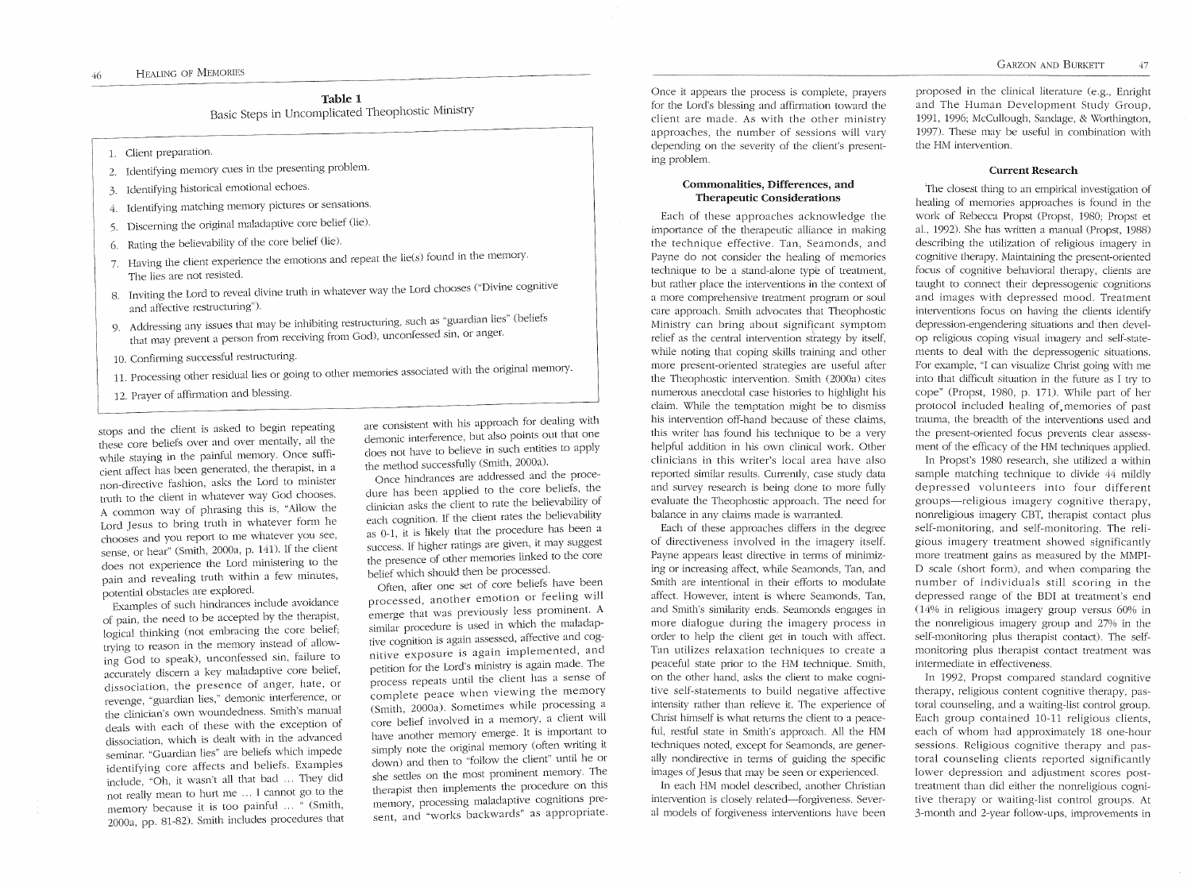**Table 1**
Basic Steps in Uncomplicated Theophostic Ministry

1. Client preparation.
2. Identifying memory cues in the presenting problem.
3. Identifying historical emotional echoes.
4. Identifying matching memory pictures or sensations.
5. Discerning the original maladaptive core belief (lie).
6. Rating the believability of the core belief (lie).
7. Having the client experience the emotions and repeat the lie(s) found in the memory. The lies are not resisted.
8. Inviting the Lord to reveal divine truth in whatever way the Lord chooses ("Divine cognitive and affective restructuring").
9. Addressing any issues that may be inhibiting restructuring, such as "guardian lies" (beliefs that may prevent a person from receiving from God), unconfessed sin, or anger.
10. Confirming successful restructuring.
11. Processing other residual lies or going to other memories associated with the original memory.
12. Prayer of affirmation and blessing.

stops and the client is asked to begin repeating these core beliefs over and over mentally, all the while staying in the painful memory. Once sufficient affect has been generated, the therapist, in a non-directive fashion, asks the Lord to minister truth to the client in whatever way God chooses. A common way of phrasing this is, "Allow the Lord Jesus to bring truth in whatever form he chooses and you report to me whatever you see, sense, or hear" (Smith, 2000a, p. 141). If the client does not experience the Lord ministering to the pain and revealing truth within a few minutes, potential obstacles are explored.

Examples of such hindrances include avoidance of pain, the need to be accepted by the therapist, logical thinking (not embracing the core belief; trying to reason in the memory instead of allowing God to speak), unconfessed sin, failure to accurately discern a key maladaptive core belief, dissociation, the presence of anger, hate, or revenge, "guardian lies," demonic interference, or the clinician's own woundedness. Smith's manual deals with each of these with the exception of dissociation, which is dealt with in the advanced seminar. "Guardian lies" are beliefs which impede identifying core affects and beliefs. Examples include, "Oh, it wasn't all that bad ... They did not really mean to hurt me ... I cannot go to the memory because it is too painful ... " (Smith, 2000a, pp. 81-82). Smith includes procedures that are consistent with his approach for dealing with demonic interference, but also points out that one does not have to believe in such entities to apply the method successfully (Smith, 2000a).

Once hindrances are addressed and the procedure has been applied to the core beliefs, the clinician asks the client to rate the believability of each cognition. If the client rates the believability as 0-1, it is likely that the procedure has been a success. If higher ratings are given, it may suggest the presence of other memories linked to the core belief which should then be processed.

Often, after one set of core beliefs have been processed, another emotion or feeling will emerge that was previously less prominent. A similar procedure is used in which the maladaptive cognition is again assessed, affective and cognitive exposure is again implemented, and petition for the Lord's ministry is again made. The process repeats until the client has a sense of complete peace when viewing the memory (Smith, 2000a). Sometimes while processing a core belief involved in a memory, a client will have another memory emerge. It is important to simply note the original memory (often writing it down) and then to "follow the client" until he or she settles on the most prominent memory. The therapist then implements the procedure on this memory, processing maladaptive cognitions present, and "works backwards" as appropriate. Once it appears the process is complete, prayers for the Lord's blessing and affirmation toward the client are made. As with the other ministry approaches, the number of sessions will vary depending on the severity of the client's presenting problem.

## Commonalities, Differences, and Therapeutic Considerations

Each of these approaches acknowledge the importance of the therapeutic alliance in making the technique effective. Tan, Seamonds, and Payne do not consider the healing of memories technique to be a stand-alone type of treatment, but rather place the interventions in the context of a more comprehensive treatment program or soul care approach. Smith advocates that Theophostic Ministry can bring about significant symptom relief as the central intervention strategy by itself, while noting that coping skills training and other more present-oriented strategies are useful after the Theophostic intervention. Smith (2000a) cites numerous anecdotal case histories to highlight his claim. While the temptation might be to dismiss his intervention off-hand because of these claims, this writer has found his technique to be a very helpful addition in his own clinical work. Other clinicians in this writer's local area have also reported similar results. Currently, case study data and survey research is being done to more fully evaluate the Theophostic approach. The need for balance in any claims made is warranted.

Each of these approaches differs in the degree of directiveness involved in the imagery itself. Payne appears least directive in terms of minimizing or increasing affect, while Seamonds, Tan, and Smith are intentional in their efforts to modulate affect. However, intent is where Seamonds, Tan, and Smith's similarity ends. Seamonds engages in more dialogue during the imagery process in order to help the client get in touch with affect. Tan utilizes relaxation techniques to create a peaceful state prior to the HM technique. Smith, on the other hand, asks the client to make cognitive self-statements to build negative affective intensity rather than relieve it. The experience of Christ himself is what returns the client to a peaceful, restful state in Smith's approach. All the HM techniques noted, except for Seamonds, are generally nondirective in terms of guiding the specific images of Jesus that may be seen or experienced.

In each HM model described, another Christian intervention is closely related—forgiveness. Several models of forgiveness interventions have been proposed in the clinical literature (e.g., Enright and The Human Development Study Group, 1991, 1996; McCullough, Sandage, & Worthington, 1997). These may be useful in combination with the HM intervention.

## Current Research

The closest thing to an empirical investigation of healing of memories approaches is found in the work of Rebecca Propst (Propst, 1980; Propst et al., 1992). She has written a manual (Propst, 1988) describing the utilization of religious imagery in cognitive therapy. Maintaining the present-oriented focus of cognitive behavioral therapy, clients are taught to connect their depressogenic cognitions and images with depressed mood. Treatment interventions focus on having the clients identify depression-engendering situations and then develop religious coping visual imagery and self-statements to deal with the depressogenic situations. For example, "I can visualize Christ going with me into that difficult situation in the future as I try to cope" (Propst, 1980, p. 171). While part of her protocol included healing of memories of past trauma, the breadth of the interventions used and the present-oriented focus prevents clear assessment of the efficacy of the HM techniques applied.

In Propst's 1980 research, she utilized a within sample matching technique to divide 44 mildly depressed volunteers into four different groups—religious imagery cognitive therapy, nonreligious imagery CBT, therapist contact plus self-monitoring, and self-monitoring. The religious imagery treatment showed significantly more treatment gains as measured by the MMPI-D scale (short form), and when comparing the number of individuals still scoring in the depressed range of the BDI at treatment's end (14% in religious imagery group versus 60% in the nonreligious imagery group and 27% in the self-monitoring plus therapist contact). The self-monitoring plus therapist contact treatment was intermediate in effectiveness.

In 1992, Propst compared standard cognitive therapy, religious content cognitive therapy, pastoral counseling, and a waiting-list control group. Each group contained 10-11 religious clients, each of whom had approximately 18 one-hour sessions. Religious cognitive therapy and pastoral counseling clients reported significantly lower depression and adjustment scores post-treatment than did either the nonreligious cognitive therapy or waiting-list control groups. At 3-month and 2-year follow-ups, improvements in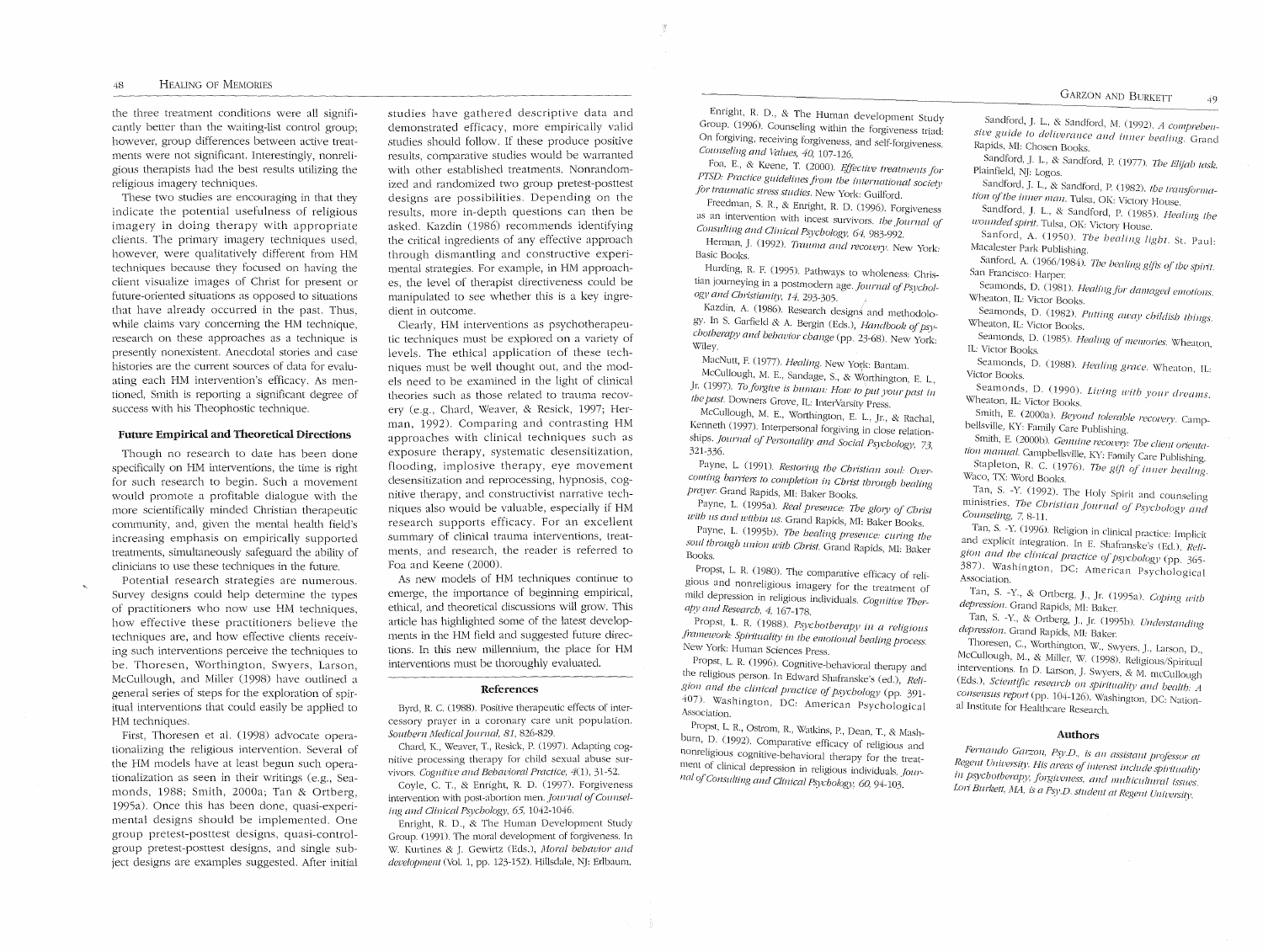the three treatment conditions were all significantly better than the waiting-list control group; however, group differences between active treatments were not significant. Interestingly, nonreligious therapists had the best results utilizing the religious imagery techniques.

These two studies are encouraging in that they indicate the potential usefulness of religious imagery in doing therapy with appropriate clients. The primary imagery techniques used, however, were qualitatively different from HM techniques because they focused on having the client visualize images of Christ for present or future-oriented situations as opposed to situations that have already occurred in the past. Thus, while claims vary concerning the HM technique, research on these approaches as a technique is presently nonexistent. Anecdotal stories and case histories are the current sources of data for evaluating each HM intervention's efficacy. As mentioned, Smith is reporting a significant degree of success with his Theophostic technique.

### Future Empirical and Theoretical Directions

Though no research to date has been done specifically on HM interventions, the time is right for such research to begin. Such a movement would promote a profitable dialogue with the more scientifically minded Christian therapeutic community, and, given the mental health field's increasing emphasis on empirically supported treatments, simultaneously safeguard the ability of clinicians to use these techniques in the future.

Potential research strategies are numerous. Survey designs could help determine the types of practitioners who now use HM techniques, how effective these practitioners believe the techniques are, and how effective clients receiving such interventions perceive the techniques to be. Thoresen, Worthington, Swyers, Larson, McCullough, and Miller (1998) have outlined a general series of steps for the exploration of spiritual interventions that could easily be applied to HM techniques.

First, Thoresen et al. (1998) advocate operationalizing the religious intervention. Several of the HM models have at least begun such operationalization as seen in their writings (e.g., Seamonds, 1988; Smith, 2000a; Tan & Ortberg, 1995a). Once this has been done, quasi-experimental designs should be implemented. One group pretest-posttest designs, quasi-control-group pretest-posttest designs, and single subject designs are examples suggested. After initial studies have gathered descriptive data and demonstrated efficacy, more empirically valid studies should follow. If these produce positive results, comparative studies would be warranted with other established treatments. Nonrandomized and randomized two group pretest-posttest designs are possibilities. Depending on the results, more in-depth questions can then be asked. Kazdin (1986) recommends identifying the critical ingredients of any effective approach through dismantling and constructive experimental strategies. For example, in HM approaches, the level of therapist directiveness could be manipulated to see whether this is a key ingredient in outcome.

Clearly, HM interventions as psychotherapeutic techniques must be explored on a variety of levels. The ethical application of these techniques must be well thought out, and the models need to be examined in the light of clinical theories such as those related to trauma recovery (e.g., Chard, Weaver, & Resick, 1997; Herman, 1992). Comparing and contrasting HM approaches with clinical techniques such as exposure therapy, systematic desensitization, flooding, implosive therapy, eye movement desensitization and reprocessing, hypnosis, cognitive therapy, and constructivist narrative techniques also would be valuable, especially if HM research supports efficacy. For an excellent summary of clinical trauma interventions, treatments, and research, the reader is referred to Foa and Keene (2000).

As new models of HM techniques continue to emerge, the importance of beginning empirical, ethical, and theoretical discussions will grow. This article has highlighted some of the latest developments in the HM field and suggested future directions. In this new millennium, the place for HM interventions must be thoroughly evaluated.

### References

Byrd, R. C. (1988). Positive therapeutic effects of intercessory prayer in a coronary care unit population. *Southern Medical Journal, 81*, 826-829.

Chard, K., Weaver, T., Resick, P. (1997). Adapting cognitive processing therapy for child sexual abuse survivors. *Cognitive and Behavioral Practice, 4*(1), 31-52.

Coyle, C. T., & Enright, R. D. (1997). Forgiveness intervention with post-abortion men. *Journal of Counseling and Clinical Psychology, 65*, 1042-1046.

Enright, R. D., & The Human Development Study Group. (1991). The moral development of forgiveness. In W. Kurtines & J. Gewirtz (Eds.), *Moral behavior and development* (Vol. 1, pp. 123-152). Hillsdale, NJ: Erlbaum.

Enright, R. D., & The Human development Study Group. (1996). Counseling within the forgiveness triad: On forgiving, receiving forgiveness, and self-forgiveness. *Counseling and Values, 40*, 107-126.

Foa, E., & Keene, T. (2000). *Effective treatments for PTSD: Practice guidelines from the international society for traumatic stress studies*. New York: Guilford.

Freedman, S. R., & Enright, R. D. (1996). Forgiveness as an intervention with incest survivors. *the Journal of Consulting and Clinical Psychology, 64*, 983-992.

Herman, J. (1992). *Trauma and recovery*. New York: Basic Books.

Hurding, R. F. (1995). Pathways to wholeness: Christian journeying in a postmodern age. *Journal of Psychology and Christianity, 14*, 293-305.

Kazdin, A. (1986). Research designs and methodology. In S. Garfield & A. Bergin (Eds.), *Handbook of psychotherapy and behavior change* (pp. 23-68). New York: Wiley.

MacNutt, F. (1977). *Healing*. New York: Bantam.

McCullough, M. E., Sandage, S., & Worthington, E. L., Jr. (1997). *To forgive is human: How to put your past in the past*. Downers Grove, IL: InterVarsity Press.

McCullough, M. E., Worthington, E. L., Jr., & Rachal, Kenneth (1997). Interpersonal forgiving in close relationships. *Journal of Personality and Social Psychology, 73*, 321-336.

Payne, L. (1991). *Restoring the Christian soul: Overcoming barriers to completion in Christ through healing prayer*. Grand Rapids, MI: Baker Books.

Payne, L. (1995a). *Real presence: The glory of Christ with us and within us*. Grand Rapids, MI: Baker Books.

Payne, L. (1995b). *The healing presence: curing the soul through union with Christ*. Grand Rapids, MI: Baker Books.

Propst, L. R. (1980). The comparative efficacy of religious and nonreligious imagery for the treatment of mild depression in religious individuals. *Cognitive Therapy and Research, 4*, 167-178.

Propst, L. R. (1988). *Psychotherapy in a religious framework: Spirituality in the emotional healing process*. New York: Human Sciences Press.

Propst, L. R. (1996). Cognitive-behavioral therapy and the religious person. In Edward Shafranske's (ed.), *Religion and the clinical practice of psychology* (pp. 391-407). Washington, DC: American Psychological Association.

Propst, L. R., Ostrom, R., Watkins, P., Dean, T., & Mashburn, D. (1992). Comparative efficacy of religious and nonreligious cognitive-behavioral therapy for the treatment of clinical depression in religious individuals. *Journal of Consulting and Clinical Psychology, 60*, 94-103.

Sandford, J. L., & Sandford, M. (1992). *A comprehensive guide to deliverance and inner healing*. Grand Rapids, MI: Chosen Books.

Sandford, J. L., & Sandford, P. (1977). *The Elijah task*. Plainfield, NJ: Logos.

Sandford, J. L., & Sandford, P. (1982). *the transformation of the inner man*. Tulsa, OK: Victory House.

Sandford, J. L., & Sandford, P. (1985). *Healing the wounded spirit*. Tulsa, OK: Victory House.

Sanford, A. (1950). *The healing light*. St. Paul: Macalester Park Publishing.

Sanford, A. (1966/1984). *The healing gifts of the spirit*. San Francisco: Harper.

Seamonds, D. (1981). *Healing for damaged emotions*. Wheaton, IL: Victor Books.

Seamonds, D. (1982). *Putting away childish things*. Wheaton, IL: Victor Books.

Seamonds, D. (1985). *Healing of memories*. Wheaton, IL: Victor Books.

Seamonds, D. (1988). *Healing grace*. Wheaton, IL: Victor Books.

Seamonds, D. (1990). *Living with your dreams*. Wheaton, IL: Victor Books.

Smith, E. (2000a). *Beyond tolerable recovery*. Campbellsville, KY: Family Care Publishing.

Smith, E. (2000b). *Genuine recovery: The client orientation manual*. Campbellsville, KY: Family Care Publishing.

Stapleton, R. C. (1976). *The gift of inner healing*. Waco, TX: Word Books.

Tan, S. -Y. (1992). The Holy Spirit and counseling ministries. *The Christian Journal of Psychology and Counseling, 7*, 8-11.

Tan, S. -Y. (1996). Religion in clinical practice: Implicit and explicit integration. In E. Shafranske's (Ed.), *Religion and the clinical practice of psychology* (pp. 365-387). Washington, DC: American Psychological Association.

Tan, S. -Y., & Ortberg, J., Jr. (1995a). *Coping with depression*. Grand Rapids, MI: Baker.

Tan, S. -Y., & Ortberg, J., Jr. (1995b). *Understanding depression*. Grand Rapids, MI: Baker.

Thoresen, C., Worthington, W., Swyers, J., Larson, D., McCullough, M., & Miller, W. (1998). Religious/Spiritual interventions. In D. Larson, J. Swyers, & M. mcCullough (Eds.), *Scientific research on spirituality and health: A consensus report* (pp. 104-126). Washington, DC: National Institute for Healthcare Research.

### Authors

*Fernando Garzon, Psy.D., is an assistant professor at Regent University. His areas of interest include spirituality in psychotherapy, forgiveness, and multicultural issues. Lori Burkett, MA, is a Psy.D. student at Regent University.*